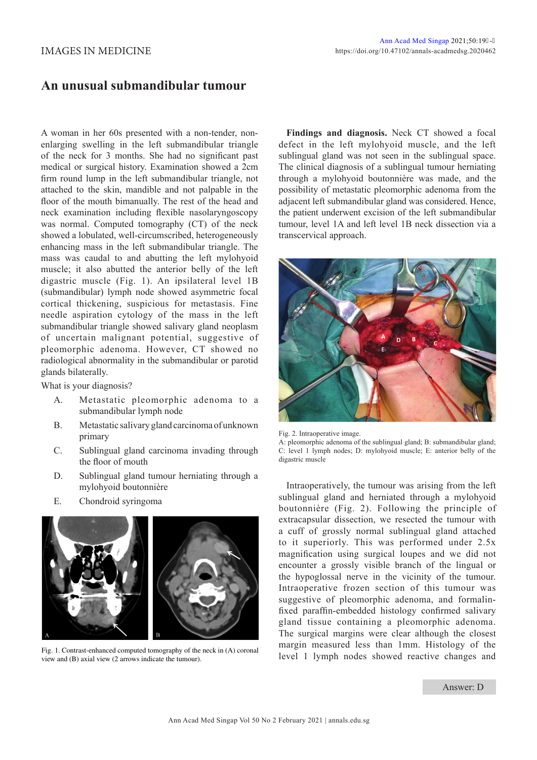IMAGES IN MEDICINE

# An unusual submandibular tumour

A woman in her 60s presented with a non-tender, non-enlarging swelling in the left submandibular triangle of the neck for 3 months. She had no significant past medical or surgical history. Examination showed a 2cm firm round lump in the left submandibular triangle, not attached to the skin, mandible and not palpable in the floor of the mouth bimanually. The rest of the head and neck examination including flexible nasolaryngoscopy was normal. Computed tomography (CT) of the neck showed a lobulated, well-circumscribed, heterogeneously enhancing mass in the left submandibular triangle. The mass was caudal to and abutting the left mylohyoid muscle; it also abutted the anterior belly of the left digastric muscle (Fig. 1). An ipsilateral level 1B (submandibular) lymph node showed asymmetric focal cortical thickening, suspicious for metastasis. Fine needle aspiration cytology of the mass in the left submandibular triangle showed salivary gland neoplasm of uncertain malignant potential, suggestive of pleomorphic adenoma. However, CT showed no radiological abnormality in the submandibular or parotid glands bilaterally.

What is your diagnosis?

A. Metastatic pleomorphic adenoma to a submandibular lymph node

B. Metastatic salivary gland carcinoma of unknown primary

C. Sublingual gland carcinoma invading through the floor of mouth

D. Sublingual gland tumour herniating through a mylohyoid boutonnière

E. Chondroid syringoma

Fig. 1. Contrast-enhanced computed tomography of the neck in (A) coronal view and (B) axial view (2 arrows indicate the tumour).

**Findings and diagnosis.** Neck CT showed a focal defect in the left mylohyoid muscle, and the left sublingual gland was not seen in the sublingual space. The clinical diagnosis of a sublingual tumour herniating through a mylohyoid boutonnière was made, and the possibility of metastatic pleomorphic adenoma from the adjacent left submandibular gland was considered. Hence, the patient underwent excision of the left submandibular tumour, level 1A and left level 1B neck dissection via a transcervical approach.

Fig. 2. Intraoperative image.
A: pleomorphic adenoma of the sublingual gland; B: submandibular gland; C: level 1 lymph nodes; D: mylohyoid muscle; E: anterior belly of the digastric muscle

Intraoperatively, the tumour was arising from the left sublingual gland and herniated through a mylohyoid boutonnière (Fig. 2). Following the principle of extracapsular dissection, we resected the tumour with a cuff of grossly normal sublingual gland attached to it superiorly. This was performed under 2.5x magnification using surgical loupes and we did not encounter a grossly visible branch of the lingual or the hypoglossal nerve in the vicinity of the tumour. Intraoperative frozen section of this tumour was suggestive of pleomorphic adenoma, and formalin-fixed paraffin-embedded histology confirmed salivary gland tissue containing a pleomorphic adenoma. The surgical margins were clear although the closest margin measured less than 1mm. Histology of the level 1 lymph nodes showed reactive changes and

Answer: D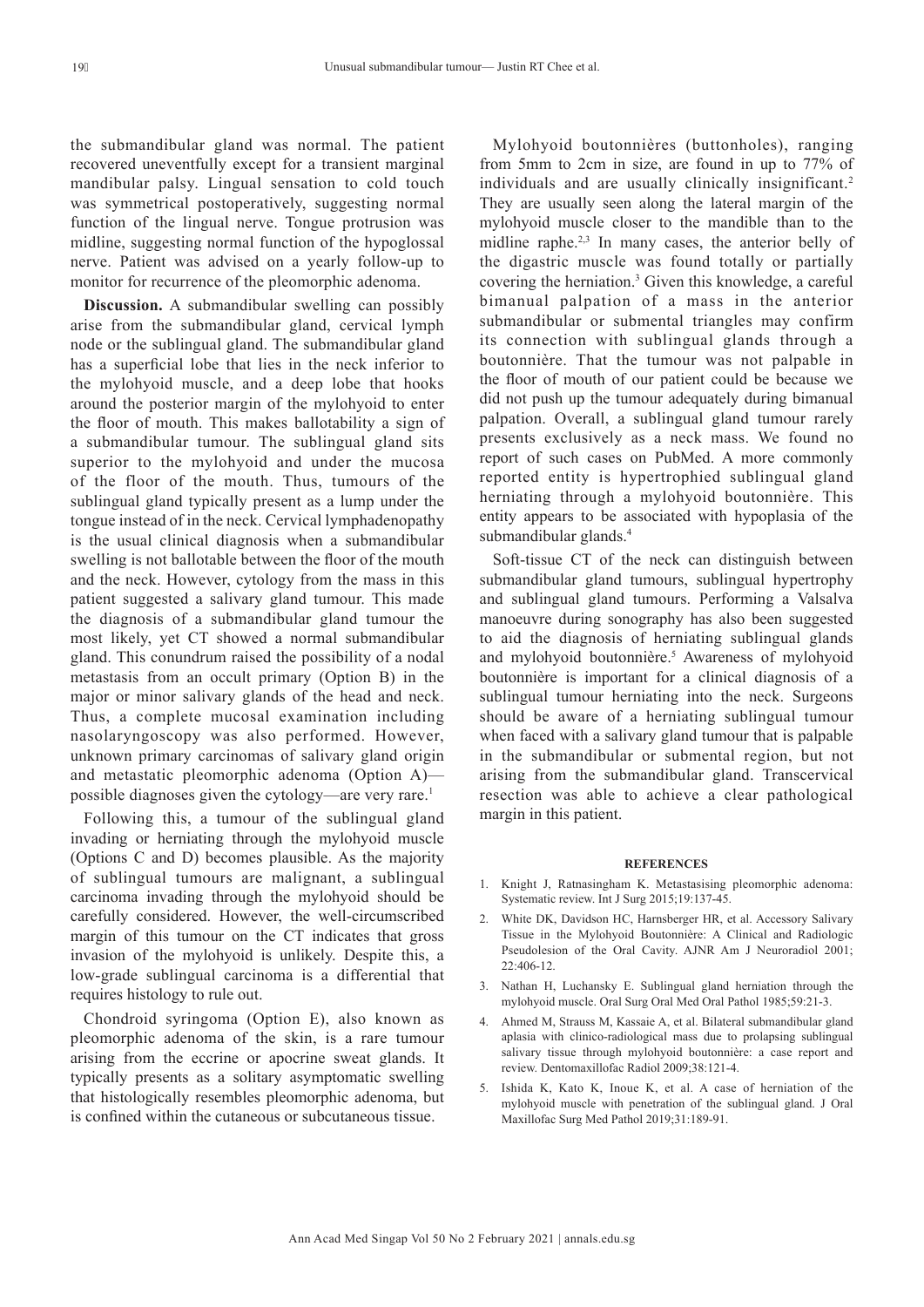the submandibular gland was normal. The patient recovered uneventfully except for a transient marginal mandibular palsy. Lingual sensation to cold touch was symmetrical postoperatively, suggesting normal function of the lingual nerve. Tongue protrusion was midline, suggesting normal function of the hypoglossal nerve. Patient was advised on a yearly follow-up to monitor for recurrence of the pleomorphic adenoma.

**Discussion.** A submandibular swelling can possibly arise from the submandibular gland, cervical lymph node or the sublingual gland. The submandibular gland has a superficial lobe that lies in the neck inferior to the mylohyoid muscle, and a deep lobe that hooks around the posterior margin of the mylohyoid to enter the floor of mouth. This makes ballotability a sign of a submandibular tumour. The sublingual gland sits superior to the mylohyoid and under the mucosa of the floor of the mouth. Thus, tumours of the sublingual gland typically present as a lump under the tongue instead of in the neck. Cervical lymphadenopathy is the usual clinical diagnosis when a submandibular swelling is not ballotable between the floor of the mouth and the neck. However, cytology from the mass in this patient suggested a salivary gland tumour. This made the diagnosis of a submandibular gland tumour the most likely, yet CT showed a normal submandibular gland. This conundrum raised the possibility of a nodal metastasis from an occult primary (Option B) in the major or minor salivary glands of the head and neck. Thus, a complete mucosal examination including nasolaryngoscopy was also performed. However, unknown primary carcinomas of salivary gland origin and metastatic pleomorphic adenoma (Option A)—possible diagnoses given the cytology—are very rare.[1]

Following this, a tumour of the sublingual gland invading or herniating through the mylohyoid muscle (Options C and D) becomes plausible. As the majority of sublingual tumours are malignant, a sublingual carcinoma invading through the mylohyoid should be carefully considered. However, the well-circumscribed margin of this tumour on the CT indicates that gross invasion of the mylohyoid is unlikely. Despite this, a low-grade sublingual carcinoma is a differential that requires histology to rule out.

Chondroid syringoma (Option E), also known as pleomorphic adenoma of the skin, is a rare tumour arising from the eccrine or apocrine sweat glands. It typically presents as a solitary asymptomatic swelling that histologically resembles pleomorphic adenoma, but is confined within the cutaneous or subcutaneous tissue.

Mylohyoid boutonnières (buttonholes), ranging from 5mm to 2cm in size, are found in up to 77% of individuals and are usually clinically insignificant.[2] They are usually seen along the lateral margin of the mylohyoid muscle closer to the mandible than to the midline raphe.[2,3] In many cases, the anterior belly of the digastric muscle was found totally or partially covering the herniation.[3] Given this knowledge, a careful bimanual palpation of a mass in the anterior submandibular or submental triangles may confirm its connection with sublingual glands through a boutonnière. That the tumour was not palpable in the floor of mouth of our patient could be because we did not push up the tumour adequately during bimanual palpation. Overall, a sublingual gland tumour rarely presents exclusively as a neck mass. We found no report of such cases on PubMed. A more commonly reported entity is hypertrophied sublingual gland herniating through a mylohyoid boutonnière. This entity appears to be associated with hypoplasia of the submandibular glands.[4]

Soft-tissue CT of the neck can distinguish between submandibular gland tumours, sublingual hypertrophy and sublingual gland tumours. Performing a Valsalva manoeuvre during sonography has also been suggested to aid the diagnosis of herniating sublingual glands and mylohyoid boutonnière.[5] Awareness of mylohyoid boutonnière is important for a clinical diagnosis of a sublingual tumour herniating into the neck. Surgeons should be aware of a herniating sublingual tumour when faced with a salivary gland tumour that is palpable in the submandibular or submental region, but not arising from the submandibular gland. Transcervical resection was able to achieve a clear pathological margin in this patient.

### REFERENCES

1. Knight J, Ratnasingham K. Metastasising pleomorphic adenoma: Systematic review. Int J Surg 2015;19:137-45.
2. White DK, Davidson HC, Harnsberger HR, et al. Accessory Salivary Tissue in the Mylohyoid Boutonnière: A Clinical and Radiologic Pseudolesion of the Oral Cavity. AJNR Am J Neuroradiol 2001; 22:406-12.
3. Nathan H, Luchansky E. Sublingual gland herniation through the mylohyoid muscle. Oral Surg Oral Med Oral Pathol 1985;59:21-3.
4. Ahmed M, Strauss M, Kassaie A, et al. Bilateral submandibular gland aplasia with clinico-radiological mass due to prolapsing sublingual salivary tissue through mylohyoid boutonnière: a case report and review. Dentomaxillofac Radiol 2009;38:121-4.
5. Ishida K, Kato K, Inoue K, et al. A case of herniation of the mylohyoid muscle with penetration of the sublingual gland. J Oral Maxillofac Surg Med Pathol 2019;31:189-91.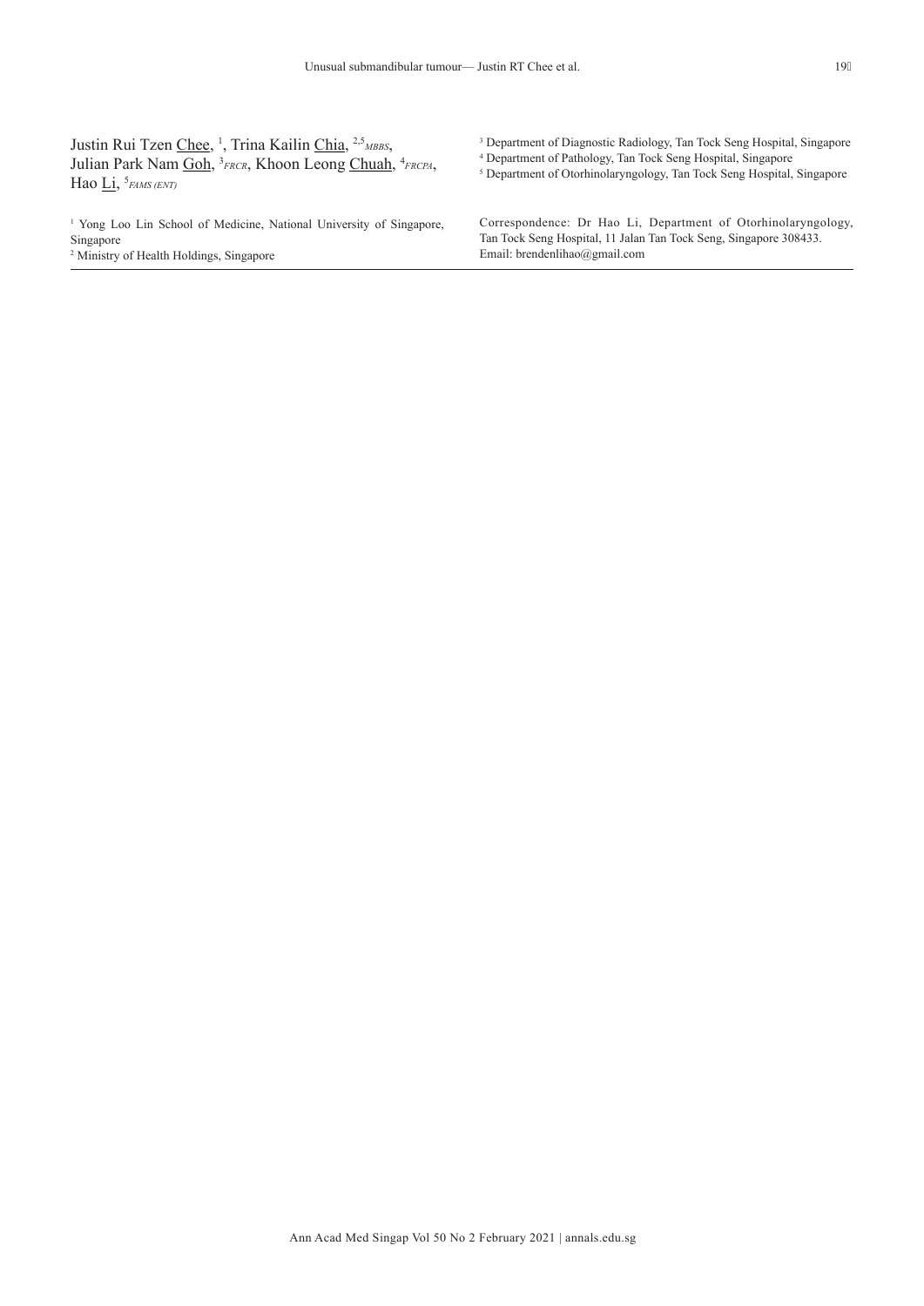Justin Rui Tzen Chee, [1], Trina Kailin Chia, [2,5] *MBBS*,
Julian Park Nam Goh, [3] *FRCR*, Khoon Leong Chuah, [4] *FRCPA*,
Hao Li, [5] *FAMS (ENT)*

[1] Yong Loo Lin School of Medicine, National University of Singapore, Singapore

[2] Ministry of Health Holdings, Singapore

[3] Department of Diagnostic Radiology, Tan Tock Seng Hospital, Singapore

[4] Department of Pathology, Tan Tock Seng Hospital, Singapore

[5] Department of Otorhinolaryngology, Tan Tock Seng Hospital, Singapore

Correspondence: Dr Hao Li, Department of Otorhinolaryngology, Tan Tock Seng Hospital, 11 Jalan Tan Tock Seng, Singapore 308433.
Email: brendenlihao@gmail.com